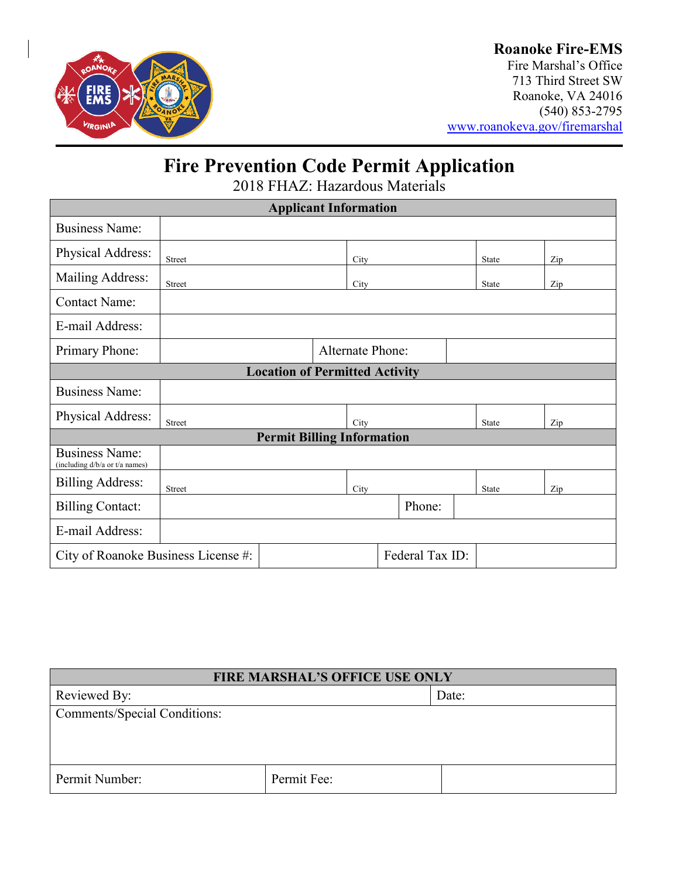**Roanoke Fire-EMS**
Fire Marshal's Office
713 Third Street SW
Roanoke, VA 24016
(540) 853-2795
www.roanokeva.gov/firemarshal

# Fire Prevention Code Permit Application

2018 FHAZ: Hazardous Materials

| Applicant Information | | | |
|---|---|---|---|
| Business Name: | | | |
| Physical Address: | Street | City | State / Zip |
| Mailing Address: | Street | City | State / Zip |
| Contact Name: | | | |
| E-mail Address: | | | |
| Primary Phone: | | Alternate Phone: | |
| **Location of Permitted Activity** | | | |
| Business Name: | | | |
| Physical Address: | Street | City | State / Zip |
| **Permit Billing Information** | | | |
| Business Name: (including d/b/a or t/a names) | | | |
| Billing Address: | Street | City | State / Zip |
| Billing Contact: | | Phone: | |
| E-mail Address: | | | |
| City of Roanoke Business License #: | | Federal Tax ID: | |

| FIRE MARSHAL'S OFFICE USE ONLY | | |
|---|---|---|
| Reviewed By: | | Date: |
| Comments/Special Conditions: | | |
| Permit Number: | Permit Fee: | |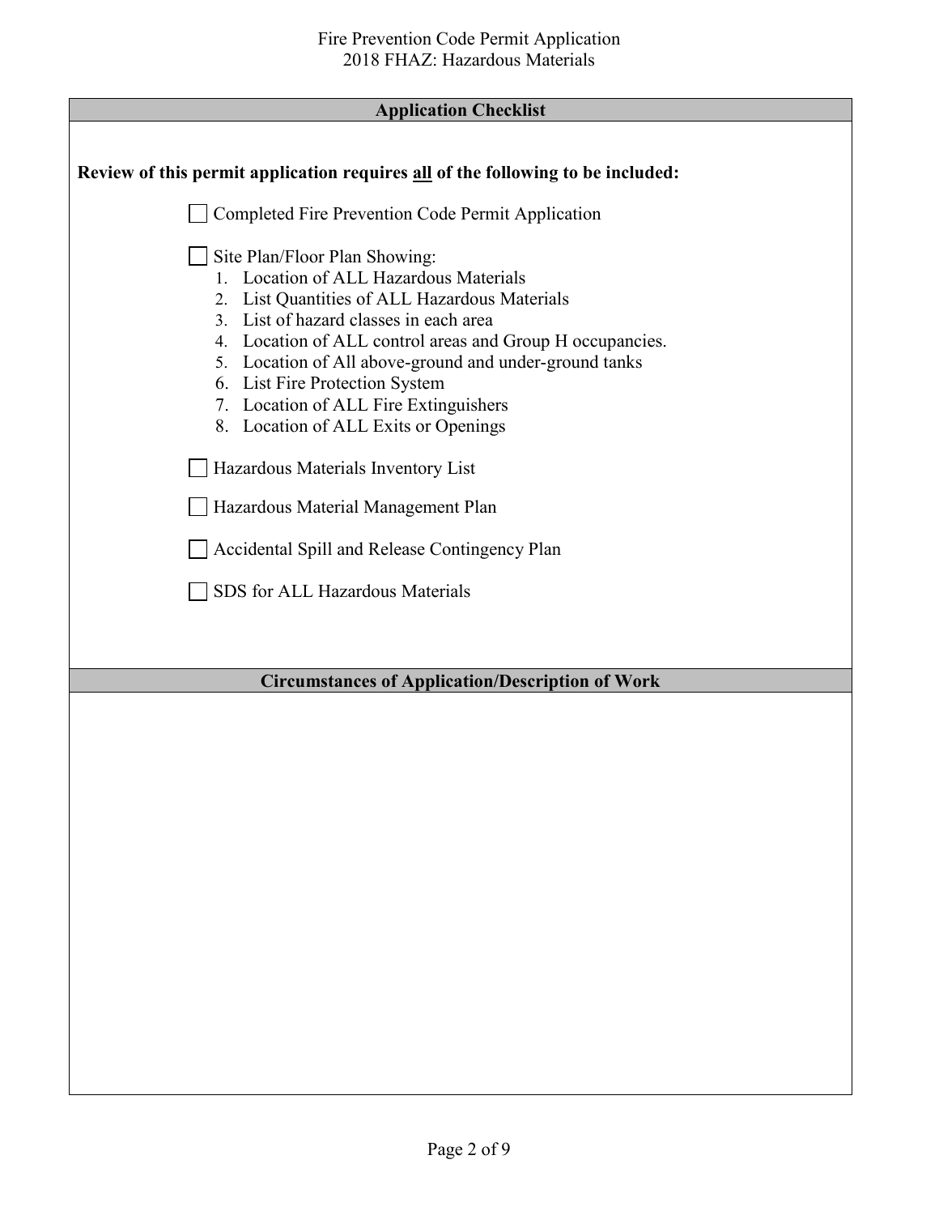## Application Checklist

**Review of this permit application requires all of the following to be included:**

- [ ] Completed Fire Prevention Code Permit Application
- [ ] Site Plan/Floor Plan Showing:
  1. Location of ALL Hazardous Materials
  2. List Quantities of ALL Hazardous Materials
  3. List of hazard classes in each area
  4. Location of ALL control areas and Group H occupancies.
  5. Location of All above-ground and under-ground tanks
  6. List Fire Protection System
  7. Location of ALL Fire Extinguishers
  8. Location of ALL Exits or Openings
- [ ] Hazardous Materials Inventory List
- [ ] Hazardous Material Management Plan
- [ ] Accidental Spill and Release Contingency Plan
- [ ] SDS for ALL Hazardous Materials

## Circumstances of Application/Description of Work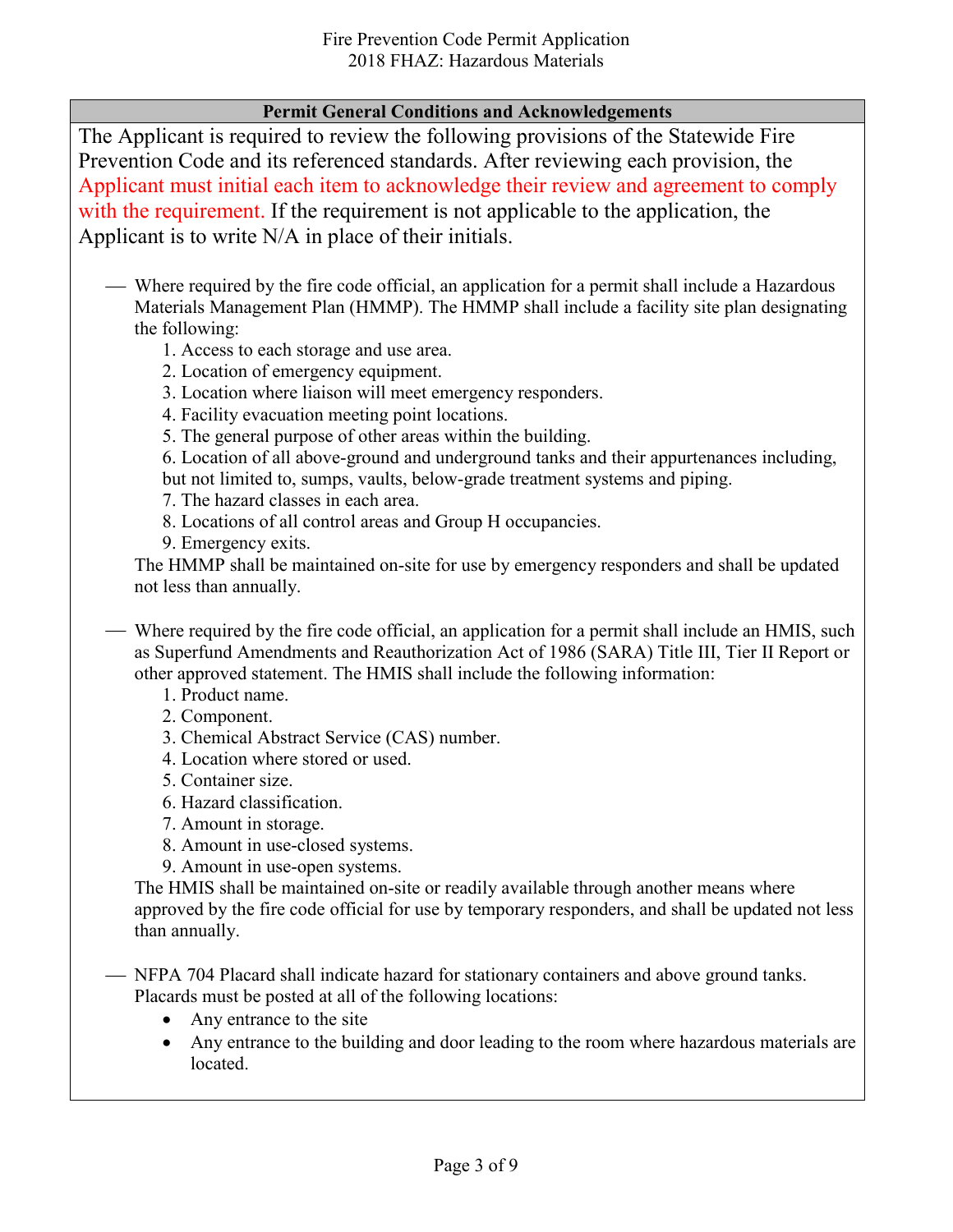Fire Prevention Code Permit Application
2018 FHAZ: Hazardous Materials

| Permit General Conditions and Acknowledgements |
| --- |

The Applicant is required to review the following provisions of the Statewide Fire Prevention Code and its referenced standards. After reviewing each provision, the Applicant must initial each item to acknowledge their review and agreement to comply with the requirement. If the requirement is not applicable to the application, the Applicant is to write N/A in place of their initials.

\_\_\_ Where required by the fire code official, an application for a permit shall include a Hazardous Materials Management Plan (HMMP). The HMMP shall include a facility site plan designating the following:

1. Access to each storage and use area.
2. Location of emergency equipment.
3. Location where liaison will meet emergency responders.
4. Facility evacuation meeting point locations.
5. The general purpose of other areas within the building.
6. Location of all above-ground and underground tanks and their appurtenances including, but not limited to, sumps, vaults, below-grade treatment systems and piping.
7. The hazard classes in each area.
8. Locations of all control areas and Group H occupancies.
9. Emergency exits.

The HMMP shall be maintained on-site for use by emergency responders and shall be updated not less than annually.

\_\_\_ Where required by the fire code official, an application for a permit shall include an HMIS, such as Superfund Amendments and Reauthorization Act of 1986 (SARA) Title III, Tier II Report or other approved statement. The HMIS shall include the following information:

1. Product name.
2. Component.
3. Chemical Abstract Service (CAS) number.
4. Location where stored or used.
5. Container size.
6. Hazard classification.
7. Amount in storage.
8. Amount in use-closed systems.
9. Amount in use-open systems.

The HMIS shall be maintained on-site or readily available through another means where approved by the fire code official for use by temporary responders, and shall be updated not less than annually.

\_\_\_ NFPA 704 Placard shall indicate hazard for stationary containers and above ground tanks. Placards must be posted at all of the following locations:

- Any entrance to the site
- Any entrance to the building and door leading to the room where hazardous materials are located.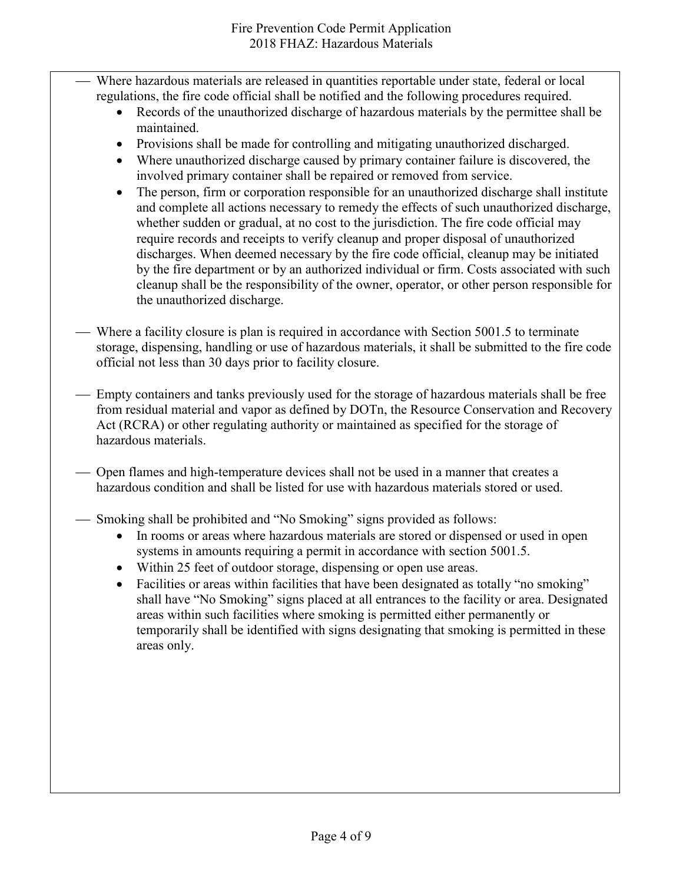— Where hazardous materials are released in quantities reportable under state, federal or local regulations, the fire code official shall be notified and the following procedures required.

- Records of the unauthorized discharge of hazardous materials by the permittee shall be maintained.
- Provisions shall be made for controlling and mitigating unauthorized discharged.
- Where unauthorized discharge caused by primary container failure is discovered, the involved primary container shall be repaired or removed from service.
- The person, firm or corporation responsible for an unauthorized discharge shall institute and complete all actions necessary to remedy the effects of such unauthorized discharge, whether sudden or gradual, at no cost to the jurisdiction. The fire code official may require records and receipts to verify cleanup and proper disposal of unauthorized discharges. When deemed necessary by the fire code official, cleanup may be initiated by the fire department or by an authorized individual or firm. Costs associated with such cleanup shall be the responsibility of the owner, operator, or other person responsible for the unauthorized discharge.

— Where a facility closure is plan is required in accordance with Section 5001.5 to terminate storage, dispensing, handling or use of hazardous materials, it shall be submitted to the fire code official not less than 30 days prior to facility closure.

— Empty containers and tanks previously used for the storage of hazardous materials shall be free from residual material and vapor as defined by DOTn, the Resource Conservation and Recovery Act (RCRA) or other regulating authority or maintained as specified for the storage of hazardous materials.

— Open flames and high-temperature devices shall not be used in a manner that creates a hazardous condition and shall be listed for use with hazardous materials stored or used.

— Smoking shall be prohibited and "No Smoking" signs provided as follows:

- In rooms or areas where hazardous materials are stored or dispensed or used in open systems in amounts requiring a permit in accordance with section 5001.5.
- Within 25 feet of outdoor storage, dispensing or open use areas.
- Facilities or areas within facilities that have been designated as totally "no smoking" shall have "No Smoking" signs placed at all entrances to the facility or area. Designated areas within such facilities where smoking is permitted either permanently or temporarily shall be identified with signs designating that smoking is permitted in these areas only.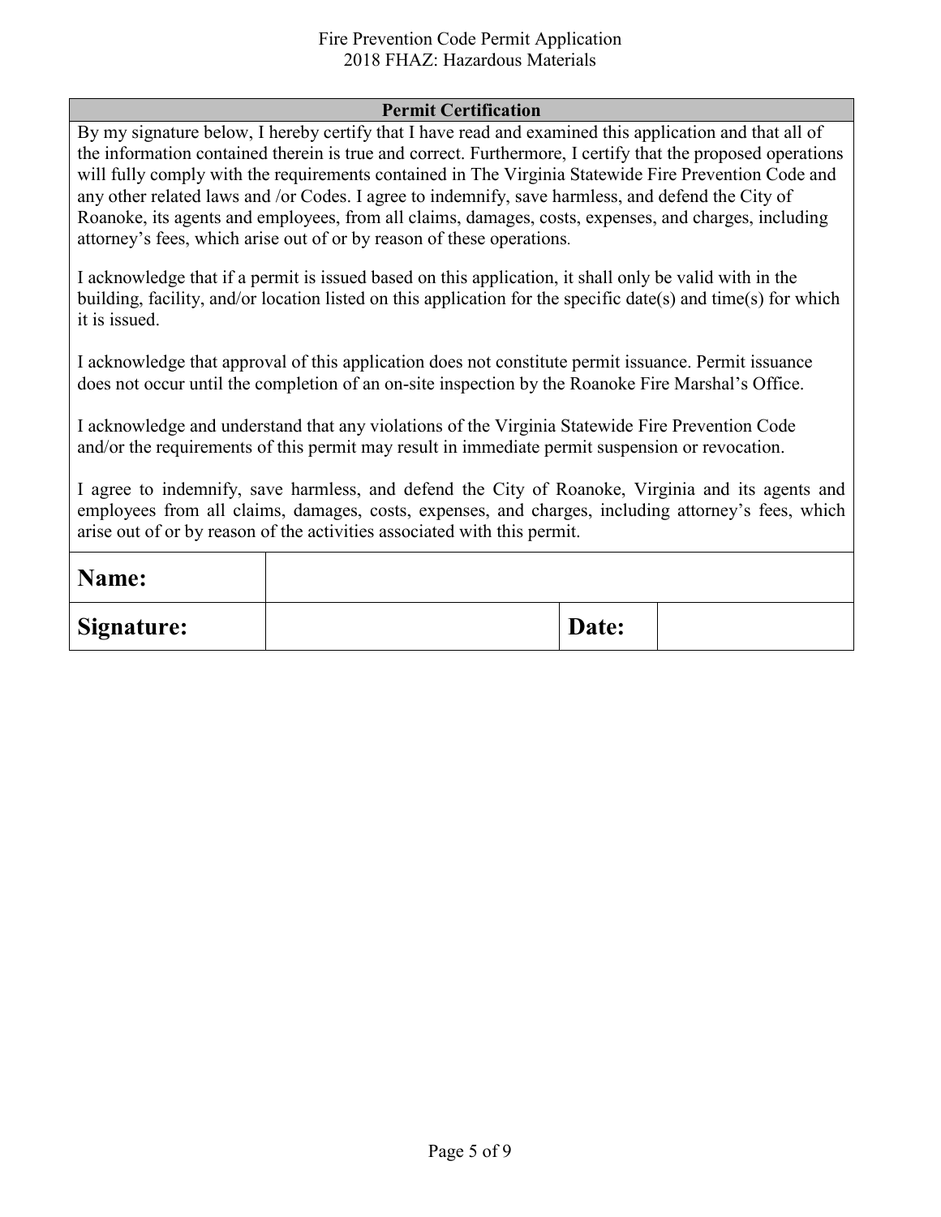## Permit Certification

By my signature below, I hereby certify that I have read and examined this application and that all of the information contained therein is true and correct. Furthermore, I certify that the proposed operations will fully comply with the requirements contained in The Virginia Statewide Fire Prevention Code and any other related laws and /or Codes. I agree to indemnify, save harmless, and defend the City of Roanoke, its agents and employees, from all claims, damages, costs, expenses, and charges, including attorney's fees, which arise out of or by reason of these operations.

I acknowledge that if a permit is issued based on this application, it shall only be valid with in the building, facility, and/or location listed on this application for the specific date(s) and time(s) for which it is issued.

I acknowledge that approval of this application does not constitute permit issuance. Permit issuance does not occur until the completion of an on-site inspection by the Roanoke Fire Marshal's Office.

I acknowledge and understand that any violations of the Virginia Statewide Fire Prevention Code and/or the requirements of this permit may result in immediate permit suspension or revocation.

I agree to indemnify, save harmless, and defend the City of Roanoke, Virginia and its agents and employees from all claims, damages, costs, expenses, and charges, including attorney's fees, which arise out of or by reason of the activities associated with this permit.

| **Name:** | | | |
|---|---|---|---|
| **Signature:** | | **Date:** | |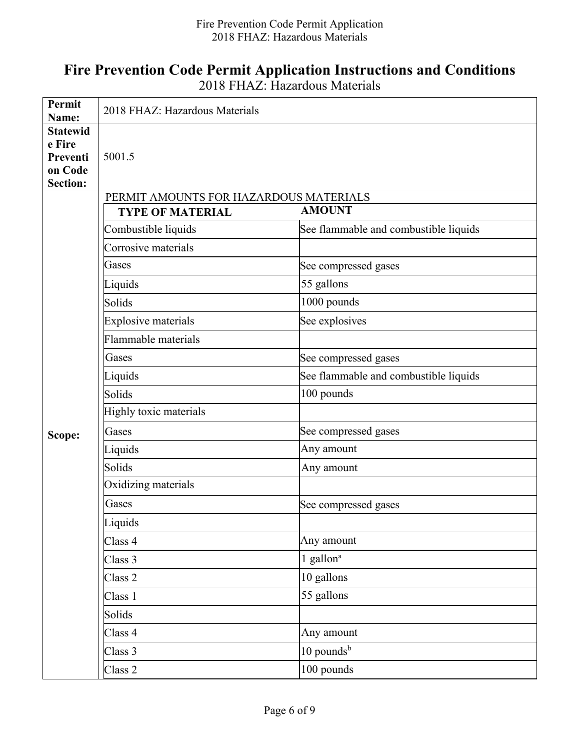# Fire Prevention Code Permit Application Instructions and Conditions

2018 FHAZ: Hazardous Materials

| | |
|---|---|
| **Permit Name:** | 2018 FHAZ: Hazardous Materials |
| **Statewide Fire Prevention Code Section:** | 5001.5 |

**Scope:**

PERMIT AMOUNTS FOR HAZARDOUS MATERIALS

| TYPE OF MATERIAL | AMOUNT |
|---|---|
| Combustible liquids | See flammable and combustible liquids |
| Corrosive materials | |
| Gases | See compressed gases |
| Liquids | 55 gallons |
| Solids | 1000 pounds |
| Explosive materials | See explosives |
| Flammable materials | |
| Gases | See compressed gases |
| Liquids | See flammable and combustible liquids |
| Solids | 100 pounds |
| Highly toxic materials | |
| Gases | See compressed gases |
| Liquids | Any amount |
| Solids | Any amount |
| Oxidizing materials | |
| Gases | See compressed gases |
| Liquids | |
| Class 4 | Any amount |
| Class 3 | 1 gallon[a] |
| Class 2 | 10 gallons |
| Class 1 | 55 gallons |
| Solids | |
| Class 4 | Any amount |
| Class 3 | 10 pounds[b] |
| Class 2 | 100 pounds |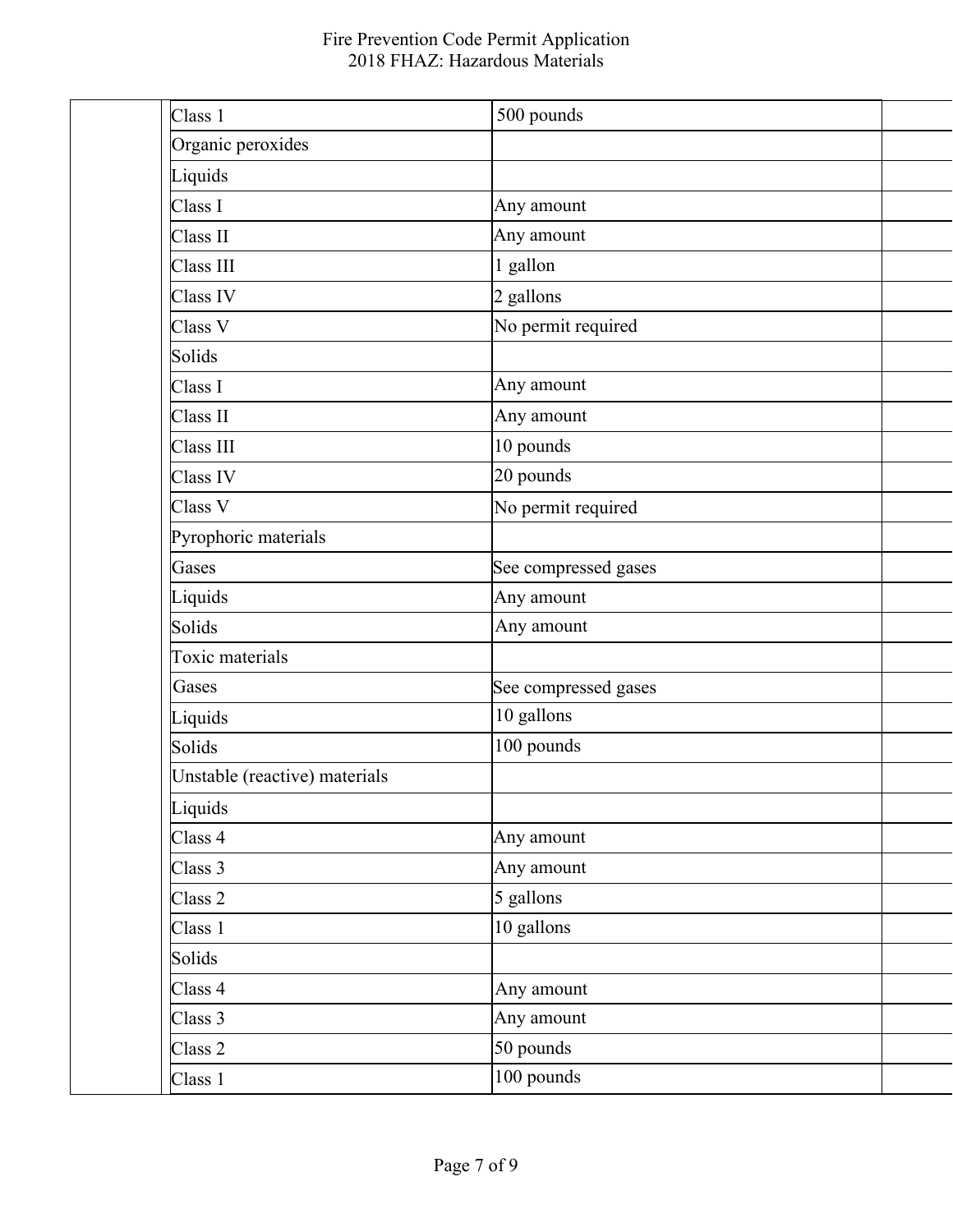| | Material | Amount | |
|---|---|---|---|
| | Class 1 | 500 pounds | |
| | Organic peroxides | | |
| | Liquids | | |
| | Class I | Any amount | |
| | Class II | Any amount | |
| | Class III | 1 gallon | |
| | Class IV | 2 gallons | |
| | Class V | No permit required | |
| | Solids | | |
| | Class I | Any amount | |
| | Class II | Any amount | |
| | Class III | 10 pounds | |
| | Class IV | 20 pounds | |
| | Class V | No permit required | |
| | Pyrophoric materials | | |
| | Gases | See compressed gases | |
| | Liquids | Any amount | |
| | Solids | Any amount | |
| | Toxic materials | | |
| | Gases | See compressed gases | |
| | Liquids | 10 gallons | |
| | Solids | 100 pounds | |
| | Unstable (reactive) materials | | |
| | Liquids | | |
| | Class 4 | Any amount | |
| | Class 3 | Any amount | |
| | Class 2 | 5 gallons | |
| | Class 1 | 10 gallons | |
| | Solids | | |
| | Class 4 | Any amount | |
| | Class 3 | Any amount | |
| | Class 2 | 50 pounds | |
| | Class 1 | 100 pounds | |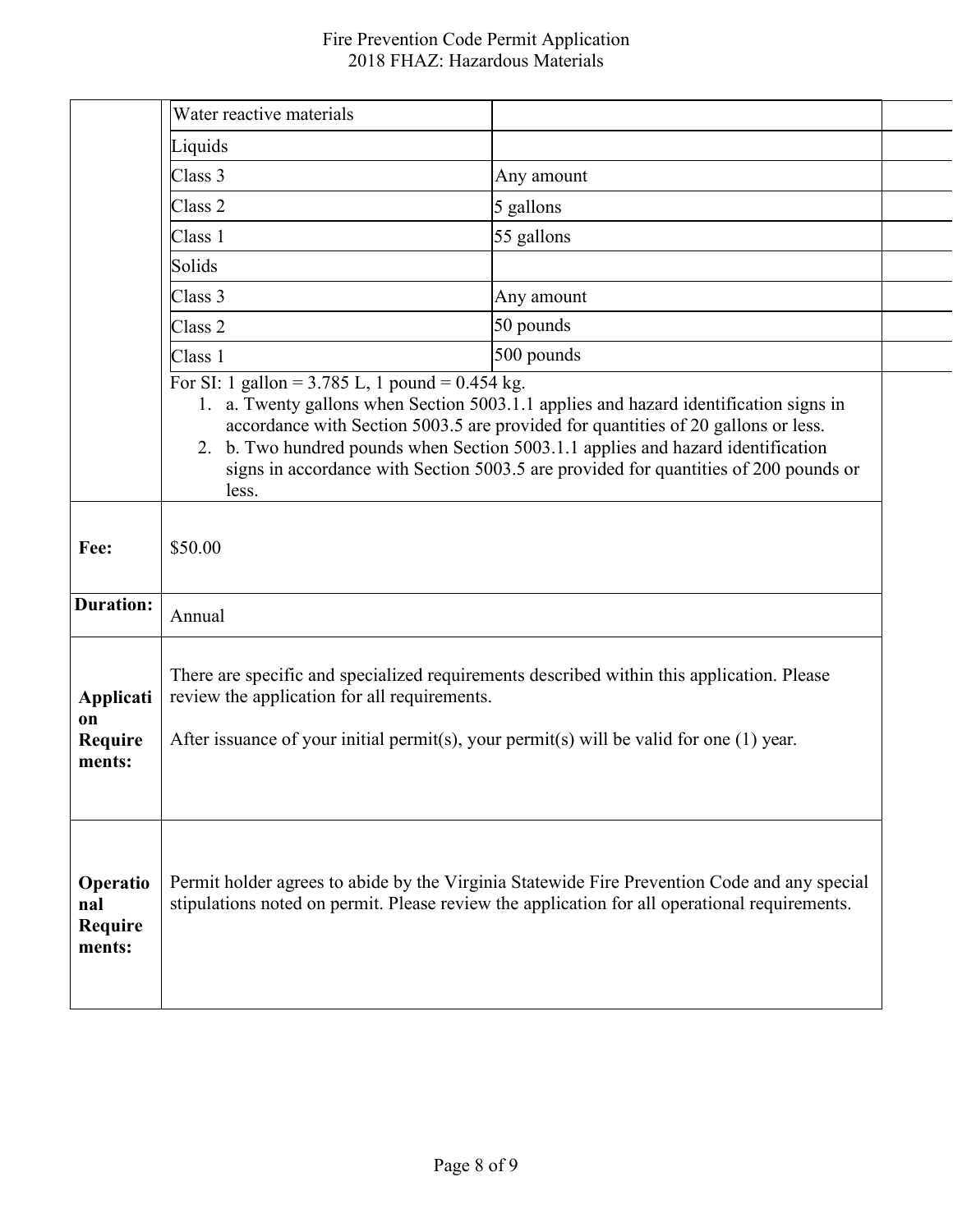| | | |
|---|---|---|
| | Water reactive materials | |
| | Liquids | |
| | Class 3 | Any amount |
| | Class 2 | 5 gallons |
| | Class 1 | 55 gallons |
| | Solids | |
| | Class 3 | Any amount |
| | Class 2 | 50 pounds |
| | Class 1 | 500 pounds |

For SI: 1 gallon = 3.785 L, 1 pound = 0.454 kg.

1. a. Twenty gallons when Section 5003.1.1 applies and hazard identification signs in accordance with Section 5003.5 are provided for quantities of 20 gallons or less.
2. b. Two hundred pounds when Section 5003.1.1 applies and hazard identification signs in accordance with Section 5003.5 are provided for quantities of 200 pounds or less.

| | |
|---|---|
| **Fee:** | $50.00 |
| **Duration:** | Annual |
| **Application Requirements:** | There are specific and specialized requirements described within this application. Please review the application for all requirements.<br><br>After issuance of your initial permit(s), your permit(s) will be valid for one (1) year. |
| **Operational Requirements:** | Permit holder agrees to abide by the Virginia Statewide Fire Prevention Code and any special stipulations noted on permit. Please review the application for all operational requirements. |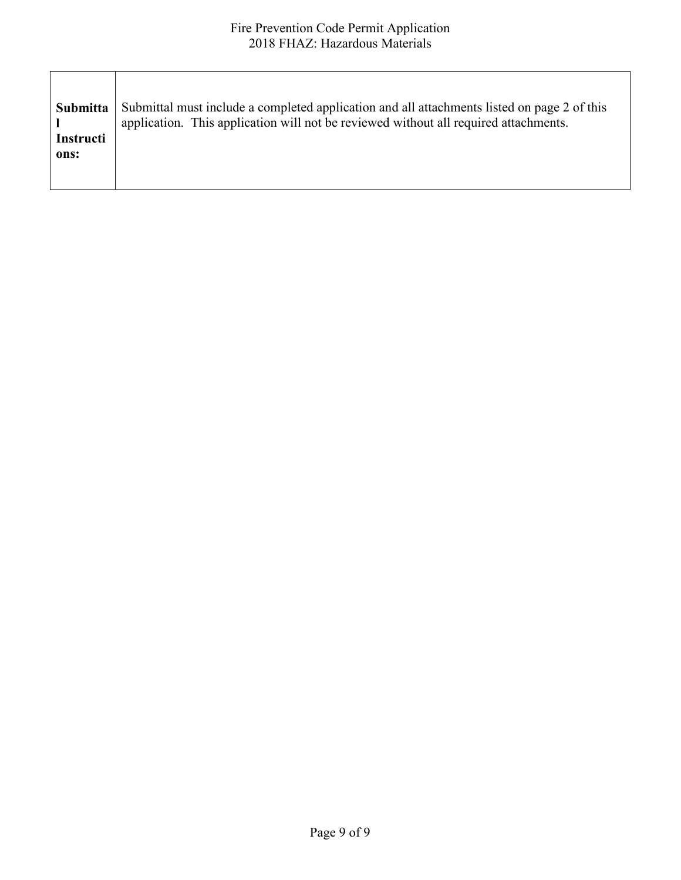| | |
|---|---|
| **Submittal Instructions:** | Submittal must include a completed application and all attachments listed on page 2 of this application. This application will not be reviewed without all required attachments. |